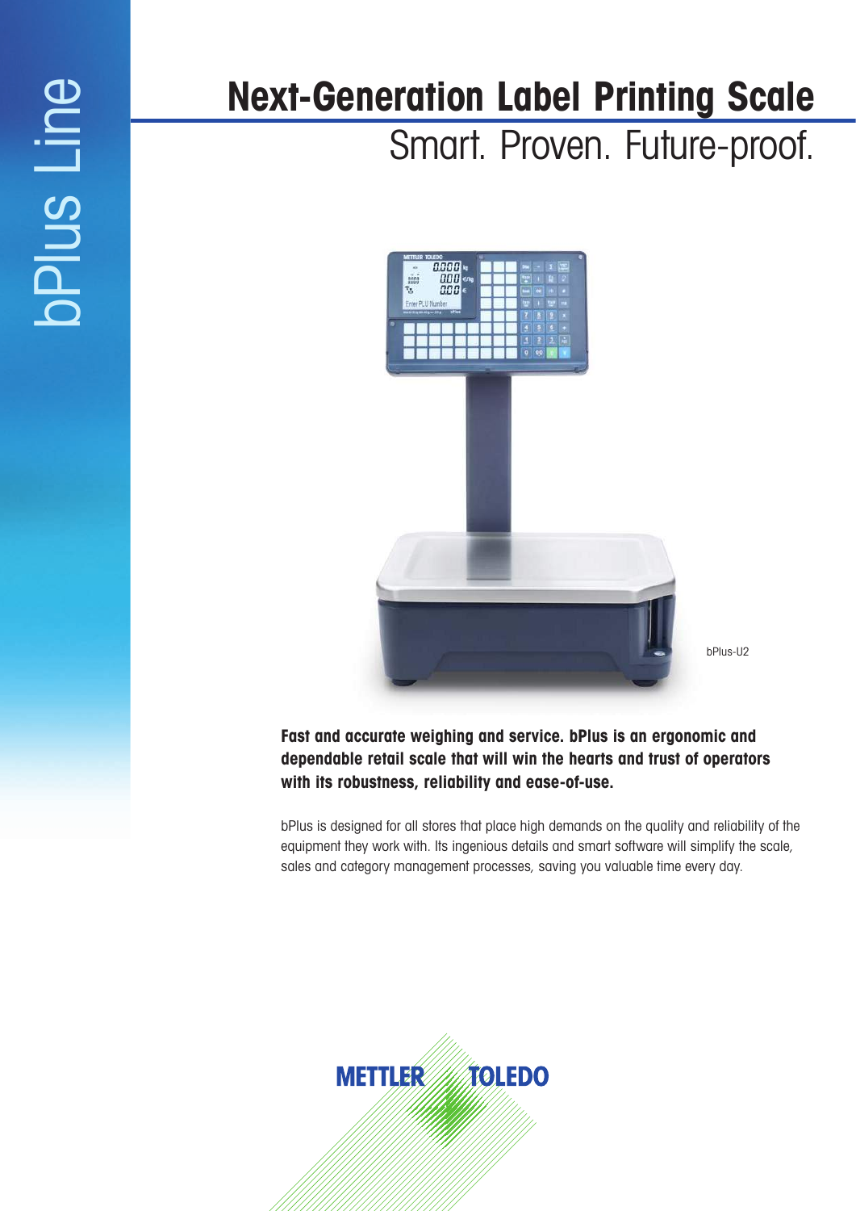bPlus Line

# Next-Generation Label Printing Scale

## Smart. Proven. Future-proof.

bPlus-U2

**Fast and accurate weighing and service. bPlus is an ergonomic and dependable retail scale that will win the hearts and trust of operators with its robustness, reliability and ease-of-use.**

bPlus is designed for all stores that place high demands on the quality and reliability of the equipment they work with. Its ingenious details and smart software will simplify the scale, sales and category management processes, saving you valuable time every day.

METTLER TOLEDO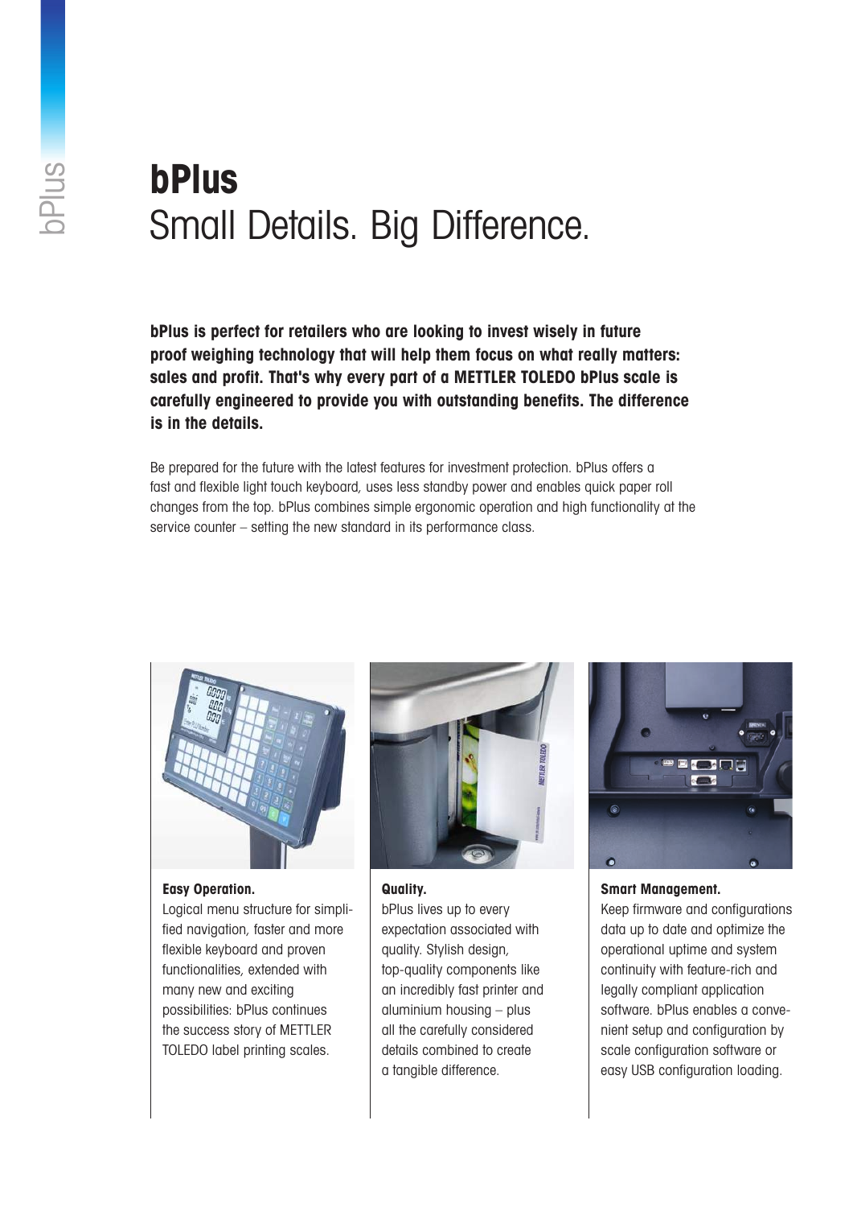# bPlus
## Small Details. Big Difference.

**bPlus is perfect for retailers who are looking to invest wisely in future proof weighing technology that will help them focus on what really matters: sales and profit. That's why every part of a METTLER TOLEDO bPlus scale is carefully engineered to provide you with outstanding benefits. The difference is in the details.**

Be prepared for the future with the latest features for investment protection. bPlus offers a fast and flexible light touch keyboard, uses less standby power and enables quick paper roll changes from the top. bPlus combines simple ergonomic operation and high functionality at the service counter – setting the new standard in its performance class.

**Easy Operation.**
Logical menu structure for simplified navigation, faster and more flexible keyboard and proven functionalities, extended with many new and exciting possibilities: bPlus continues the success story of METTLER TOLEDO label printing scales.

**Quality.**
bPlus lives up to every expectation associated with quality. Stylish design, top-quality components like an incredibly fast printer and aluminium housing – plus all the carefully considered details combined to create a tangible difference.

**Smart Management.**
Keep firmware and configurations data up to date and optimize the operational uptime and system continuity with feature-rich and legally compliant application software. bPlus enables a convenient setup and configuration by scale configuration software or easy USB configuration loading.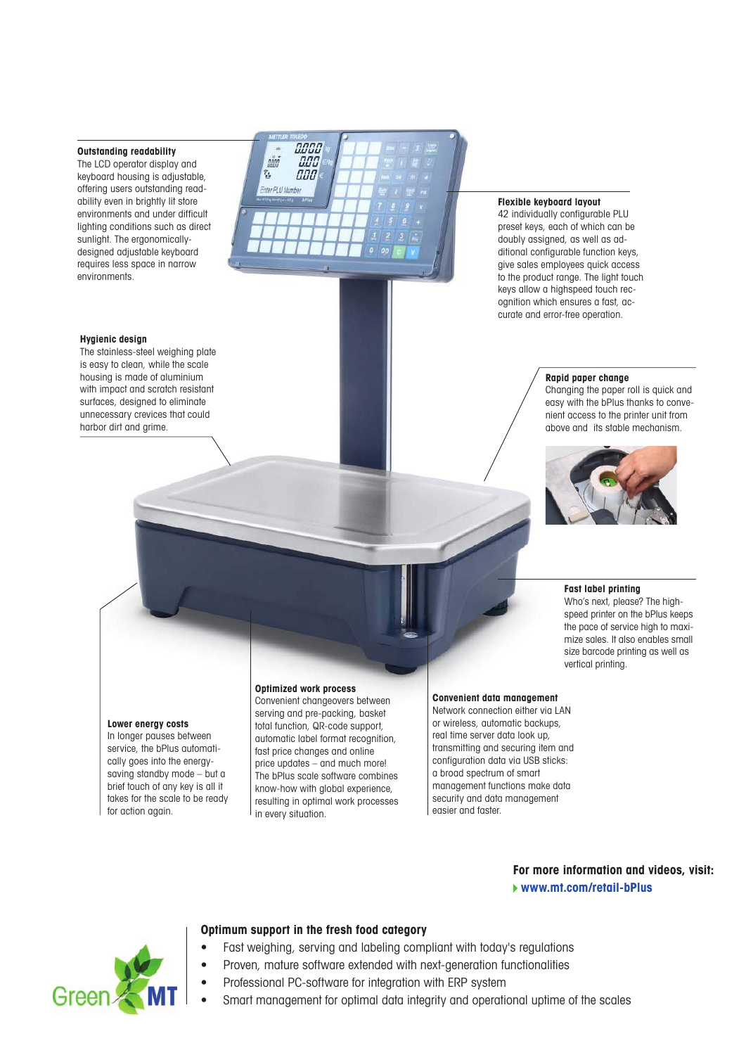### Outstanding readability

The LCD operator display and keyboard housing is adjustable, offering users outstanding readability even in brightly lit store environments and under difficult lighting conditions such as direct sunlight. The ergonomically-designed adjustable keyboard requires less space in narrow environments.

### Flexible keyboard layout

42 individually configurable PLU preset keys, each of which can be doubly assigned, as well as additional configurable function keys, give sales employees quick access to the product range. The light touch keys allow a highspeed touch recognition which ensures a fast, accurate and error-free operation.

### Hygienic design

The stainless-steel weighing plate is easy to clean, while the scale housing is made of aluminium with impact and scratch resistant surfaces, designed to eliminate unnecessary crevices that could harbor dirt and grime.

### Rapid paper change

Changing the paper roll is quick and easy with the bPlus thanks to convenient access to the printer unit from above and its stable mechanism.

### Fast label printing

Who's next, please? The high-speed printer on the bPlus keeps the pace of service high to maximize sales. It also enables small size barcode printing as well as vertical printing.

### Lower energy costs

In longer pauses between service, the bPlus automatically goes into the energy-saving standby mode – but a brief touch of any key is all it takes for the scale to be ready for action again.

### Optimized work process

Convenient changeovers between serving and pre-packing, basket total function, QR-code support, automatic label format recognition, fast price changes and online price updates – and much more! The bPlus scale software combines know-how with global experience, resulting in optimal work processes in every situation.

### Convenient data management

Network connection either via LAN or wireless, automatic backups, real time server data look up, transmitting and securing item and configuration data via USB sticks: a broad spectrum of smart management functions make data security and data management easier and faster.

**For more information and videos, visit:**
**www.mt.com/retail-bPlus**

### Optimum support in the fresh food category

- Fast weighing, serving and labeling compliant with today's regulations
- Proven, mature software extended with next-generation functionalities
- Professional PC-software for integration with ERP system
- Smart management for optimal data integrity and operational uptime of the scales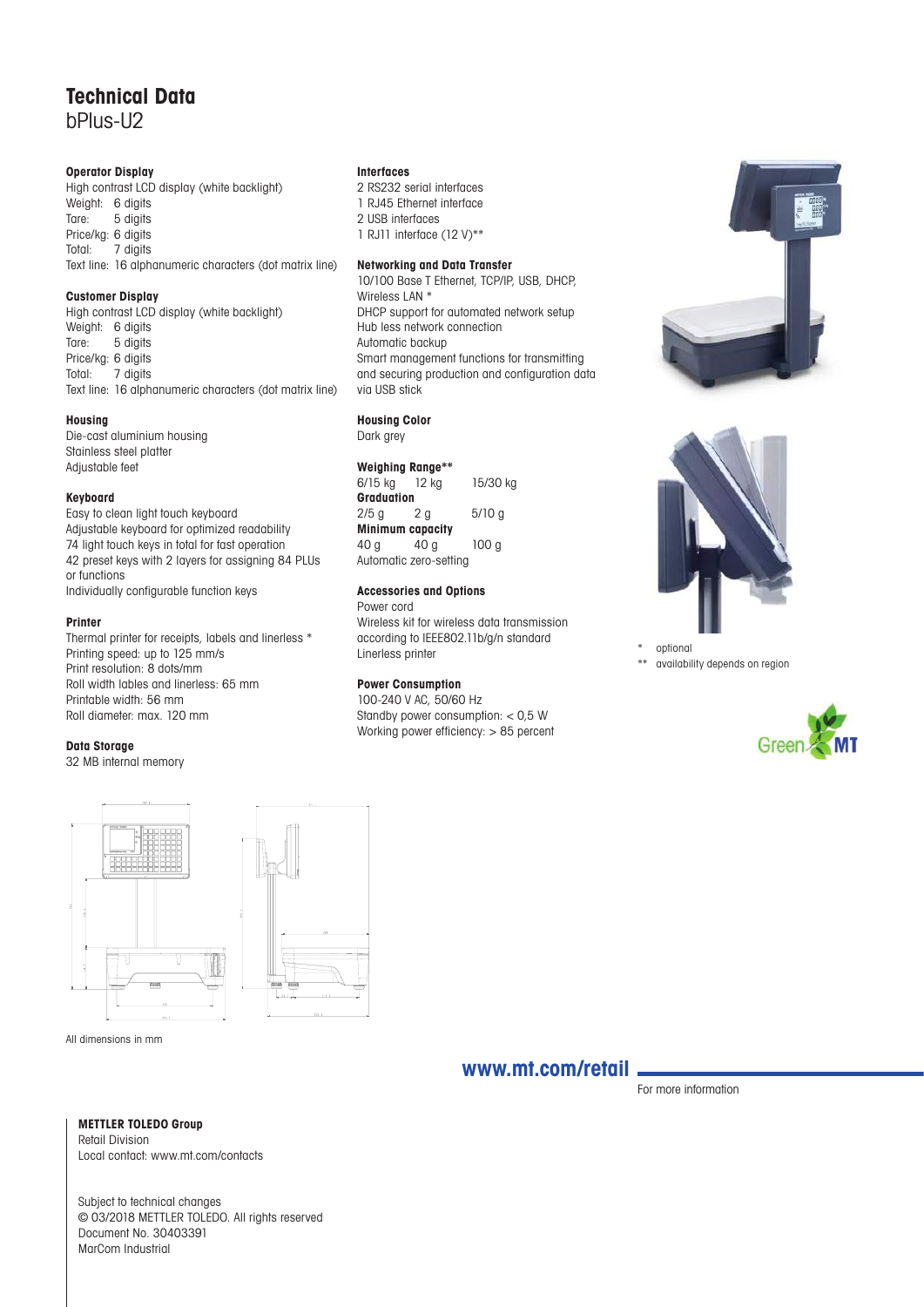# Technical Data

bPlus-U2

### Operator Display

High contrast LCD display (white backlight)
Weight: 6 digits
Tare: 5 digits
Price/kg: 6 digits
Total: 7 digits
Text line: 16 alphanumeric characters (dot matrix line)

### Customer Display

High contrast LCD display (white backlight)
Weight: 6 digits
Tare: 5 digits
Price/kg: 6 digits
Total: 7 digits
Text line: 16 alphanumeric characters (dot matrix line)

### Housing

Die-cast aluminium housing
Stainless steel platter
Adjustable feet

### Keyboard

Easy to clean light touch keyboard
Adjustable keyboard for optimized readability
74 light touch keys in total for fast operation
42 preset keys with 2 layers for assigning 84 PLUs or functions
Individually configurable function keys

### Printer

Thermal printer for receipts, labels and linerless *
Printing speed: up to 125 mm/s
Print resolution: 8 dots/mm
Roll width lables and linerless: 65 mm
Printable width: 56 mm
Roll diameter: max. 120 mm

### Data Storage

32 MB internal memory

### Interfaces

2 RS232 serial interfaces
1 RJ45 Ethernet interface
2 USB interfaces
1 RJ11 interface (12 V)**

### Networking and Data Transfer

10/100 Base T Ethernet, TCP/IP, USB, DHCP, Wireless LAN *
DHCP support for automated network setup
Hub less network connection
Automatic backup
Smart management functions for transmitting and securing production and configuration data via USB stick

### Housing Color

Dark grey

### Weighing Range**

| | | |
|---|---|---|
| 6/15 kg | 12 kg | 15/30 kg |
| **Graduation** | | |
| 2/5 g | 2 g | 5/10 g |
| **Minimum capacity** | | |
| 40 g | 40 g | 100 g |

Automatic zero-setting

### Accessories and Options

Power cord
Wireless kit for wireless data transmission according to IEEE802.11b/g/n standard
Linerless printer

### Power Consumption

100-240 V AC, 50/60 Hz
Standby power consumption: < 0,5 W
Working power efficiency: > 85 percent

\* optional
\*\* availability depends on region

All dimensions in mm

**www.mt.com/retail**
For more information

**METTLER TOLEDO Group**
Retail Division
Local contact: www.mt.com/contacts

Subject to technical changes
© 03/2018 METTLER TOLEDO. All rights reserved
Document No. 30403391
MarCom Industrial